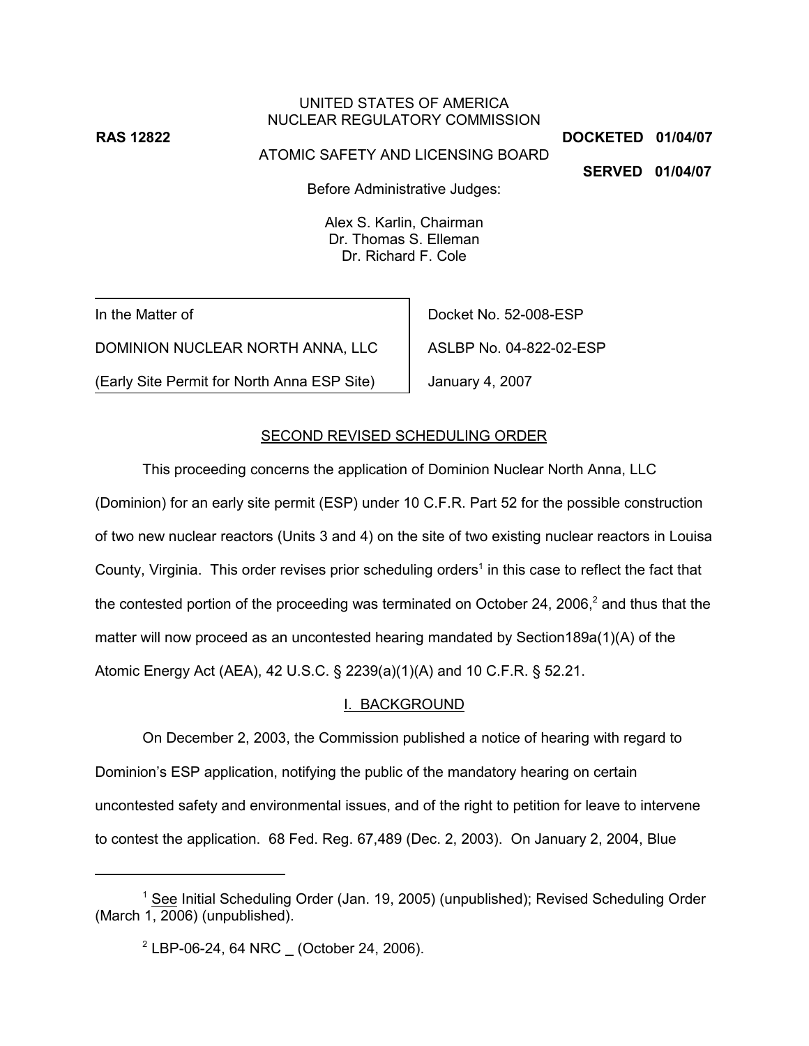UNITED STATES OF AMERICA
NUCLEAR REGULATORY COMMISSION

**RAS 12822** **DOCKETED 01/04/07**

ATOMIC SAFETY AND LICENSING BOARD

**SERVED 01/04/07**

Before Administrative Judges:

Alex S. Karlin, Chairman
Dr. Thomas S. Elleman
Dr. Richard F. Cole

| | |
|---|---|
| In the Matter of | Docket No. 52-008-ESP |
| DOMINION NUCLEAR NORTH ANNA, LLC | ASLBP No. 04-822-02-ESP |
| (Early Site Permit for North Anna ESP Site) | January 4, 2007 |

## SECOND REVISED SCHEDULING ORDER

This proceeding concerns the application of Dominion Nuclear North Anna, LLC (Dominion) for an early site permit (ESP) under 10 C.F.R. Part 52 for the possible construction of two new nuclear reactors (Units 3 and 4) on the site of two existing nuclear reactors in Louisa County, Virginia. This order revises prior scheduling orders[1] in this case to reflect the fact that the contested portion of the proceeding was terminated on October 24, 2006,[2] and thus that the matter will now proceed as an uncontested hearing mandated by Section189a(1)(A) of the Atomic Energy Act (AEA), 42 U.S.C. § 2239(a)(1)(A) and 10 C.F.R. § 52.21.

### I. BACKGROUND

On December 2, 2003, the Commission published a notice of hearing with regard to Dominion's ESP application, notifying the public of the mandatory hearing on certain uncontested safety and environmental issues, and of the right to petition for leave to intervene to contest the application. 68 Fed. Reg. 67,489 (Dec. 2, 2003). On January 2, 2004, Blue

---

[1] See Initial Scheduling Order (Jan. 19, 2005) (unpublished); Revised Scheduling Order (March 1, 2006) (unpublished).

[2] LBP-06-24, 64 NRC _ (October 24, 2006).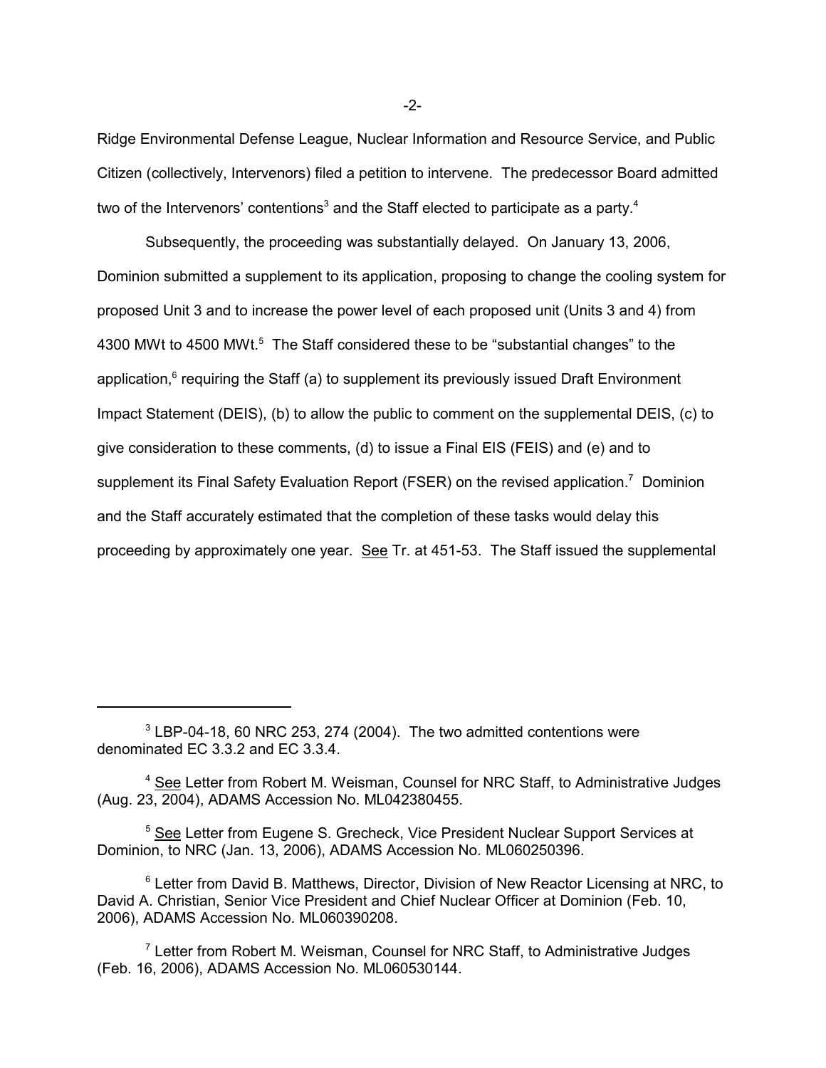Ridge Environmental Defense League, Nuclear Information and Resource Service, and Public Citizen (collectively, Intervenors) filed a petition to intervene. The predecessor Board admitted two of the Intervenors' contentions[3] and the Staff elected to participate as a party.[4]

Subsequently, the proceeding was substantially delayed. On January 13, 2006, Dominion submitted a supplement to its application, proposing to change the cooling system for proposed Unit 3 and to increase the power level of each proposed unit (Units 3 and 4) from 4300 MWt to 4500 MWt.[5] The Staff considered these to be "substantial changes" to the application,[6] requiring the Staff (a) to supplement its previously issued Draft Environment Impact Statement (DEIS), (b) to allow the public to comment on the supplemental DEIS, (c) to give consideration to these comments, (d) to issue a Final EIS (FEIS) and (e) and to supplement its Final Safety Evaluation Report (FSER) on the revised application.[7] Dominion and the Staff accurately estimated that the completion of these tasks would delay this proceeding by approximately one year. See Tr. at 451-53. The Staff issued the supplemental

---

[3] LBP-04-18, 60 NRC 253, 274 (2004). The two admitted contentions were denominated EC 3.3.2 and EC 3.3.4.

[4] See Letter from Robert M. Weisman, Counsel for NRC Staff, to Administrative Judges (Aug. 23, 2004), ADAMS Accession No. ML042380455.

[5] See Letter from Eugene S. Grecheck, Vice President Nuclear Support Services at Dominion, to NRC (Jan. 13, 2006), ADAMS Accession No. ML060250396.

[6] Letter from David B. Matthews, Director, Division of New Reactor Licensing at NRC, to David A. Christian, Senior Vice President and Chief Nuclear Officer at Dominion (Feb. 10, 2006), ADAMS Accession No. ML060390208.

[7] Letter from Robert M. Weisman, Counsel for NRC Staff, to Administrative Judges (Feb. 16, 2006), ADAMS Accession No. ML060530144.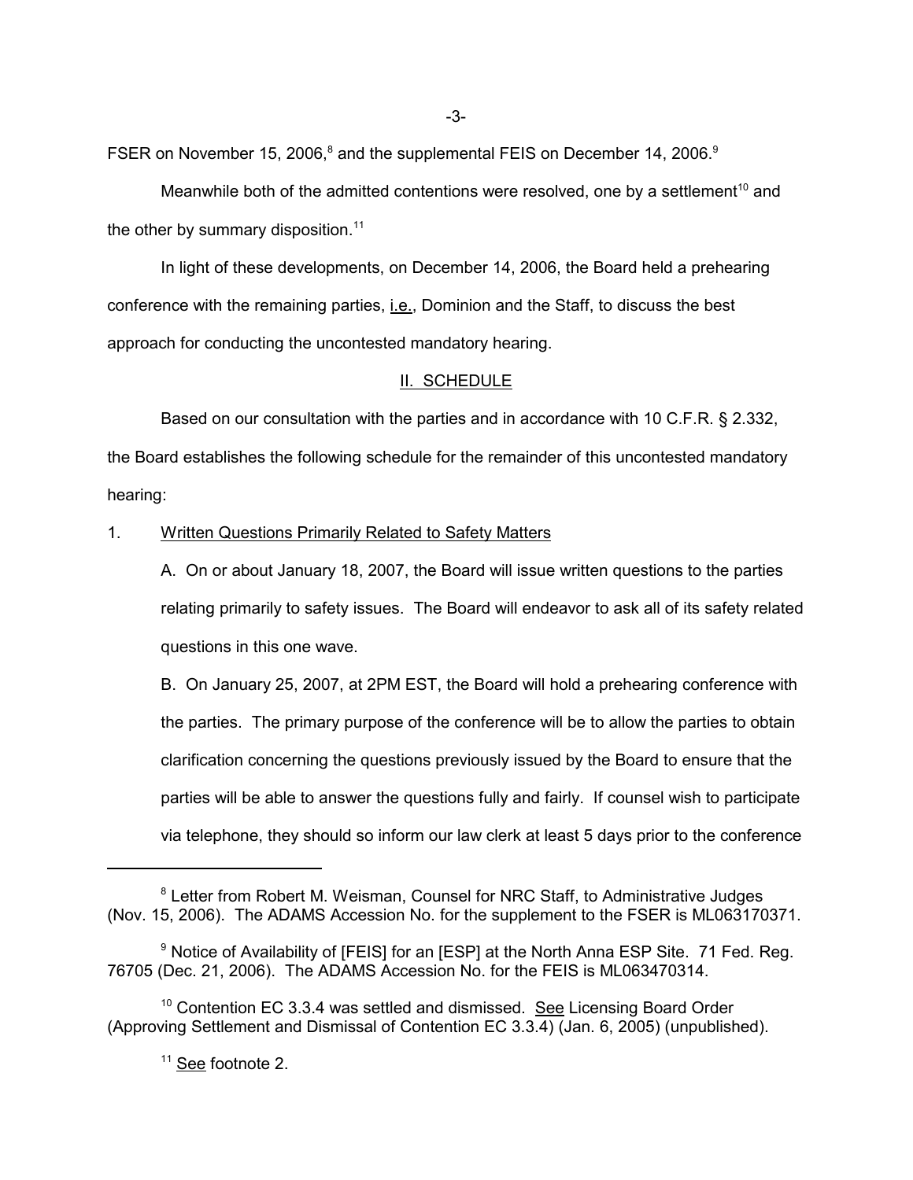FSER on November 15, 2006,[8] and the supplemental FEIS on December 14, 2006.[9]

Meanwhile both of the admitted contentions were resolved, one by a settlement[10] and the other by summary disposition.[11]

In light of these developments, on December 14, 2006, the Board held a prehearing conference with the remaining parties, i.e., Dominion and the Staff, to discuss the best approach for conducting the uncontested mandatory hearing.

## II. SCHEDULE

Based on our consultation with the parties and in accordance with 10 C.F.R. § 2.332, the Board establishes the following schedule for the remainder of this uncontested mandatory hearing:

1. Written Questions Primarily Related to Safety Matters

   A. On or about January 18, 2007, the Board will issue written questions to the parties relating primarily to safety issues. The Board will endeavor to ask all of its safety related questions in this one wave.

   B. On January 25, 2007, at 2PM EST, the Board will hold a prehearing conference with the parties. The primary purpose of the conference will be to allow the parties to obtain clarification concerning the questions previously issued by the Board to ensure that the parties will be able to answer the questions fully and fairly. If counsel wish to participate via telephone, they should so inform our law clerk at least 5 days prior to the conference

---

[8] Letter from Robert M. Weisman, Counsel for NRC Staff, to Administrative Judges (Nov. 15, 2006). The ADAMS Accession No. for the supplement to the FSER is ML063170371.

[9] Notice of Availability of [FEIS] for an [ESP] at the North Anna ESP Site. 71 Fed. Reg. 76705 (Dec. 21, 2006). The ADAMS Accession No. for the FEIS is ML063470314.

[10] Contention EC 3.3.4 was settled and dismissed. See Licensing Board Order (Approving Settlement and Dismissal of Contention EC 3.3.4) (Jan. 6, 2005) (unpublished).

[11] See footnote 2.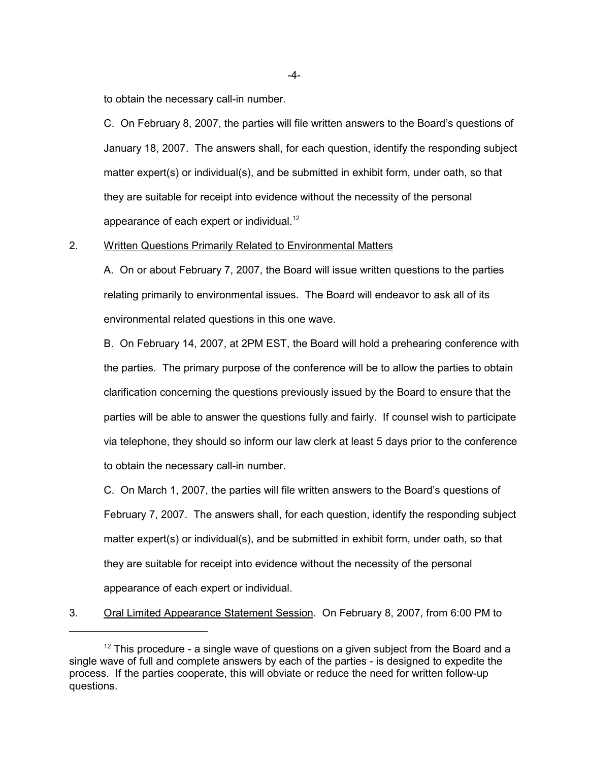to obtain the necessary call-in number.

C. On February 8, 2007, the parties will file written answers to the Board's questions of January 18, 2007. The answers shall, for each question, identify the responding subject matter expert(s) or individual(s), and be submitted in exhibit form, under oath, so that they are suitable for receipt into evidence without the necessity of the personal appearance of each expert or individual.[12]

2. Written Questions Primarily Related to Environmental Matters

A. On or about February 7, 2007, the Board will issue written questions to the parties relating primarily to environmental issues. The Board will endeavor to ask all of its environmental related questions in this one wave.

B. On February 14, 2007, at 2PM EST, the Board will hold a prehearing conference with the parties. The primary purpose of the conference will be to allow the parties to obtain clarification concerning the questions previously issued by the Board to ensure that the parties will be able to answer the questions fully and fairly. If counsel wish to participate via telephone, they should so inform our law clerk at least 5 days prior to the conference to obtain the necessary call-in number.

C. On March 1, 2007, the parties will file written answers to the Board's questions of February 7, 2007. The answers shall, for each question, identify the responding subject matter expert(s) or individual(s), and be submitted in exhibit form, under oath, so that they are suitable for receipt into evidence without the necessity of the personal appearance of each expert or individual.

3. Oral Limited Appearance Statement Session. On February 8, 2007, from 6:00 PM to

---

[12] This procedure - a single wave of questions on a given subject from the Board and a single wave of full and complete answers by each of the parties - is designed to expedite the process. If the parties cooperate, this will obviate or reduce the need for written follow-up questions.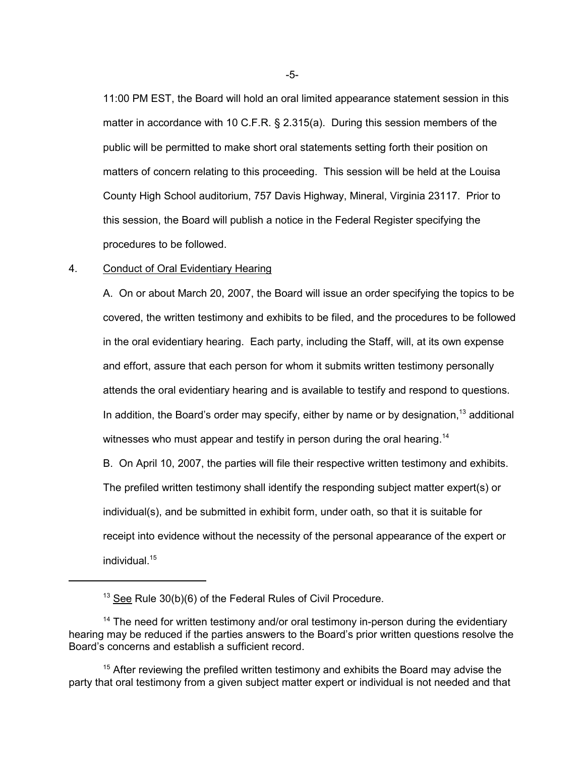11:00 PM EST, the Board will hold an oral limited appearance statement session in this matter in accordance with 10 C.F.R. § 2.315(a). During this session members of the public will be permitted to make short oral statements setting forth their position on matters of concern relating to this proceeding. This session will be held at the Louisa County High School auditorium, 757 Davis Highway, Mineral, Virginia 23117. Prior to this session, the Board will publish a notice in the Federal Register specifying the procedures to be followed.

4. Conduct of Oral Evidentiary Hearing

A. On or about March 20, 2007, the Board will issue an order specifying the topics to be covered, the written testimony and exhibits to be filed, and the procedures to be followed in the oral evidentiary hearing. Each party, including the Staff, will, at its own expense and effort, assure that each person for whom it submits written testimony personally attends the oral evidentiary hearing and is available to testify and respond to questions. In addition, the Board's order may specify, either by name or by designation,[13] additional witnesses who must appear and testify in person during the oral hearing.[14]

B. On April 10, 2007, the parties will file their respective written testimony and exhibits. The prefiled written testimony shall identify the responding subject matter expert(s) or individual(s), and be submitted in exhibit form, under oath, so that it is suitable for receipt into evidence without the necessity of the personal appearance of the expert or individual.[15]

---

[13] See Rule 30(b)(6) of the Federal Rules of Civil Procedure.

[14] The need for written testimony and/or oral testimony in-person during the evidentiary hearing may be reduced if the parties answers to the Board's prior written questions resolve the Board's concerns and establish a sufficient record.

[15] After reviewing the prefiled written testimony and exhibits the Board may advise the party that oral testimony from a given subject matter expert or individual is not needed and that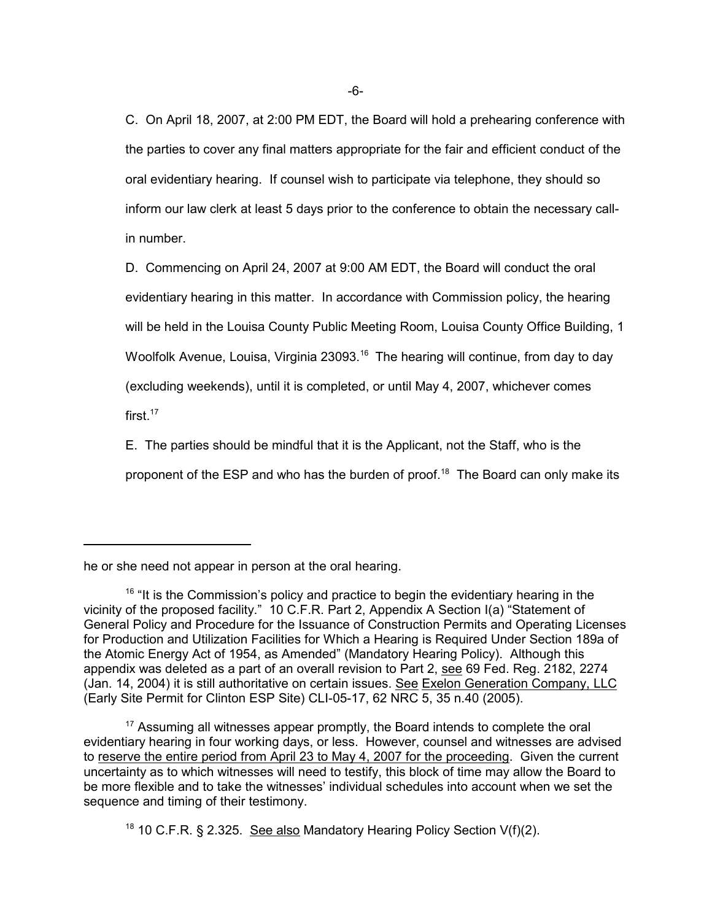C. On April 18, 2007, at 2:00 PM EDT, the Board will hold a prehearing conference with the parties to cover any final matters appropriate for the fair and efficient conduct of the oral evidentiary hearing. If counsel wish to participate via telephone, they should so inform our law clerk at least 5 days prior to the conference to obtain the necessary call-in number.

D. Commencing on April 24, 2007 at 9:00 AM EDT, the Board will conduct the oral evidentiary hearing in this matter. In accordance with Commission policy, the hearing will be held in the Louisa County Public Meeting Room, Louisa County Office Building, 1 Woolfolk Avenue, Louisa, Virginia 23093.[16] The hearing will continue, from day to day (excluding weekends), until it is completed, or until May 4, 2007, whichever comes first.[17]

E. The parties should be mindful that it is the Applicant, not the Staff, who is the proponent of the ESP and who has the burden of proof.[18] The Board can only make its

---

he or she need not appear in person at the oral hearing.

[16] "It is the Commission's policy and practice to begin the evidentiary hearing in the vicinity of the proposed facility." 10 C.F.R. Part 2, Appendix A Section I(a) "Statement of General Policy and Procedure for the Issuance of Construction Permits and Operating Licenses for Production and Utilization Facilities for Which a Hearing is Required Under Section 189a of the Atomic Energy Act of 1954, as Amended" (Mandatory Hearing Policy). Although this appendix was deleted as a part of an overall revision to Part 2, see 69 Fed. Reg. 2182, 2274 (Jan. 14, 2004) it is still authoritative on certain issues. See Exelon Generation Company, LLC (Early Site Permit for Clinton ESP Site) CLI-05-17, 62 NRC 5, 35 n.40 (2005).

[17] Assuming all witnesses appear promptly, the Board intends to complete the oral evidentiary hearing in four working days, or less. However, counsel and witnesses are advised to reserve the entire period from April 23 to May 4, 2007 for the proceeding. Given the current uncertainty as to which witnesses will need to testify, this block of time may allow the Board to be more flexible and to take the witnesses' individual schedules into account when we set the sequence and timing of their testimony.

[18] 10 C.F.R. § 2.325. See also Mandatory Hearing Policy Section V(f)(2).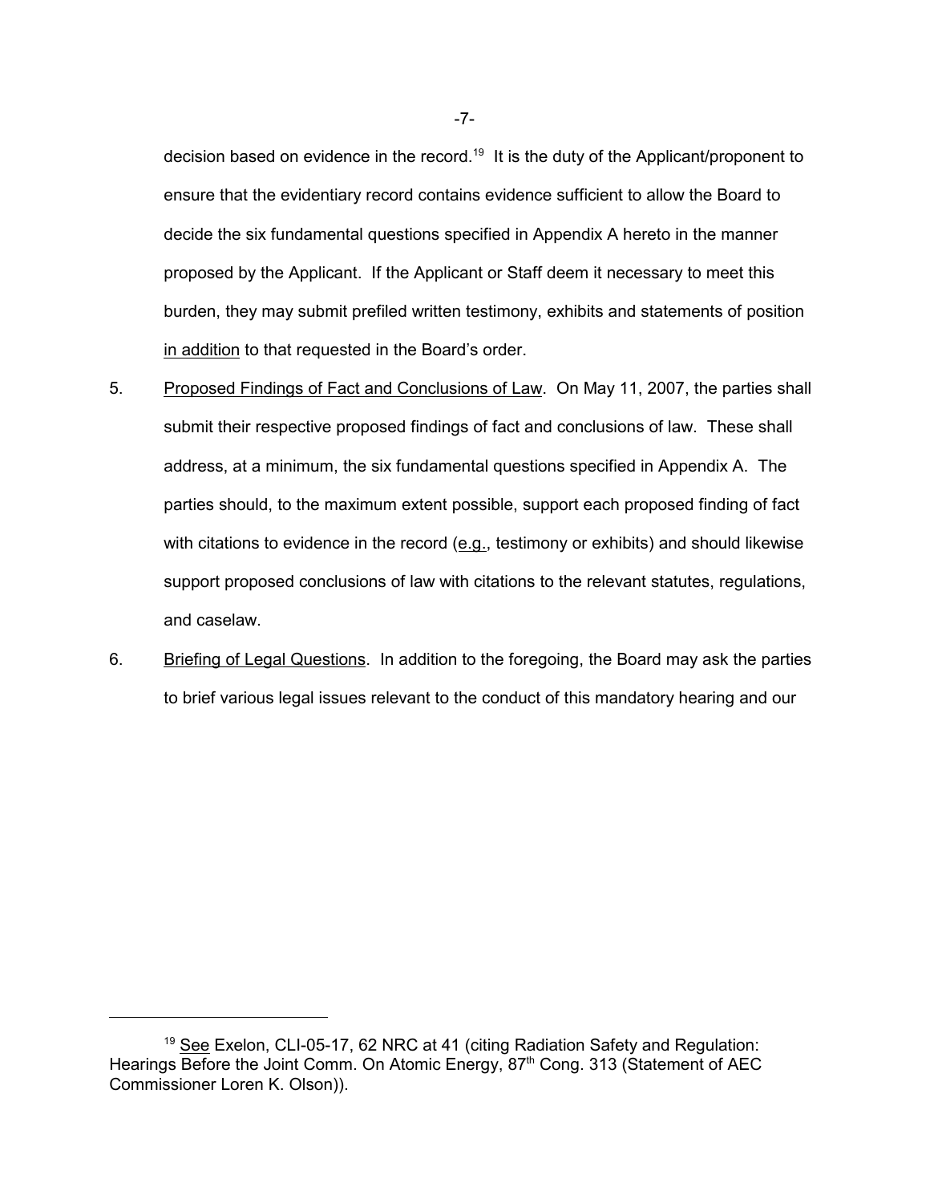decision based on evidence in the record.[19] It is the duty of the Applicant/proponent to ensure that the evidentiary record contains evidence sufficient to allow the Board to decide the six fundamental questions specified in Appendix A hereto in the manner proposed by the Applicant. If the Applicant or Staff deem it necessary to meet this burden, they may submit prefiled written testimony, exhibits and statements of position in addition to that requested in the Board's order.

5. Proposed Findings of Fact and Conclusions of Law. On May 11, 2007, the parties shall submit their respective proposed findings of fact and conclusions of law. These shall address, at a minimum, the six fundamental questions specified in Appendix A. The parties should, to the maximum extent possible, support each proposed finding of fact with citations to evidence in the record (e.g., testimony or exhibits) and should likewise support proposed conclusions of law with citations to the relevant statutes, regulations, and caselaw.

6. Briefing of Legal Questions. In addition to the foregoing, the Board may ask the parties to brief various legal issues relevant to the conduct of this mandatory hearing and our

---

[19] See Exelon, CLI-05-17, 62 NRC at 41 (citing Radiation Safety and Regulation: Hearings Before the Joint Comm. On Atomic Energy, 87th Cong. 313 (Statement of AEC Commissioner Loren K. Olson)).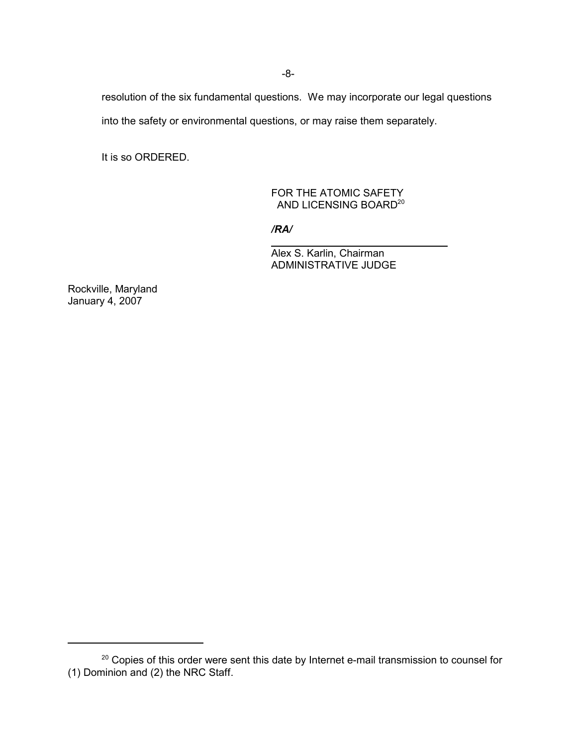resolution of the six fundamental questions. We may incorporate our legal questions into the safety or environmental questions, or may raise them separately.

It is so ORDERED.

FOR THE ATOMIC SAFETY
AND LICENSING BOARD[20]

***/RA/***

Alex S. Karlin, Chairman
ADMINISTRATIVE JUDGE

Rockville, Maryland
January 4, 2007

---

[20] Copies of this order were sent this date by Internet e-mail transmission to counsel for (1) Dominion and (2) the NRC Staff.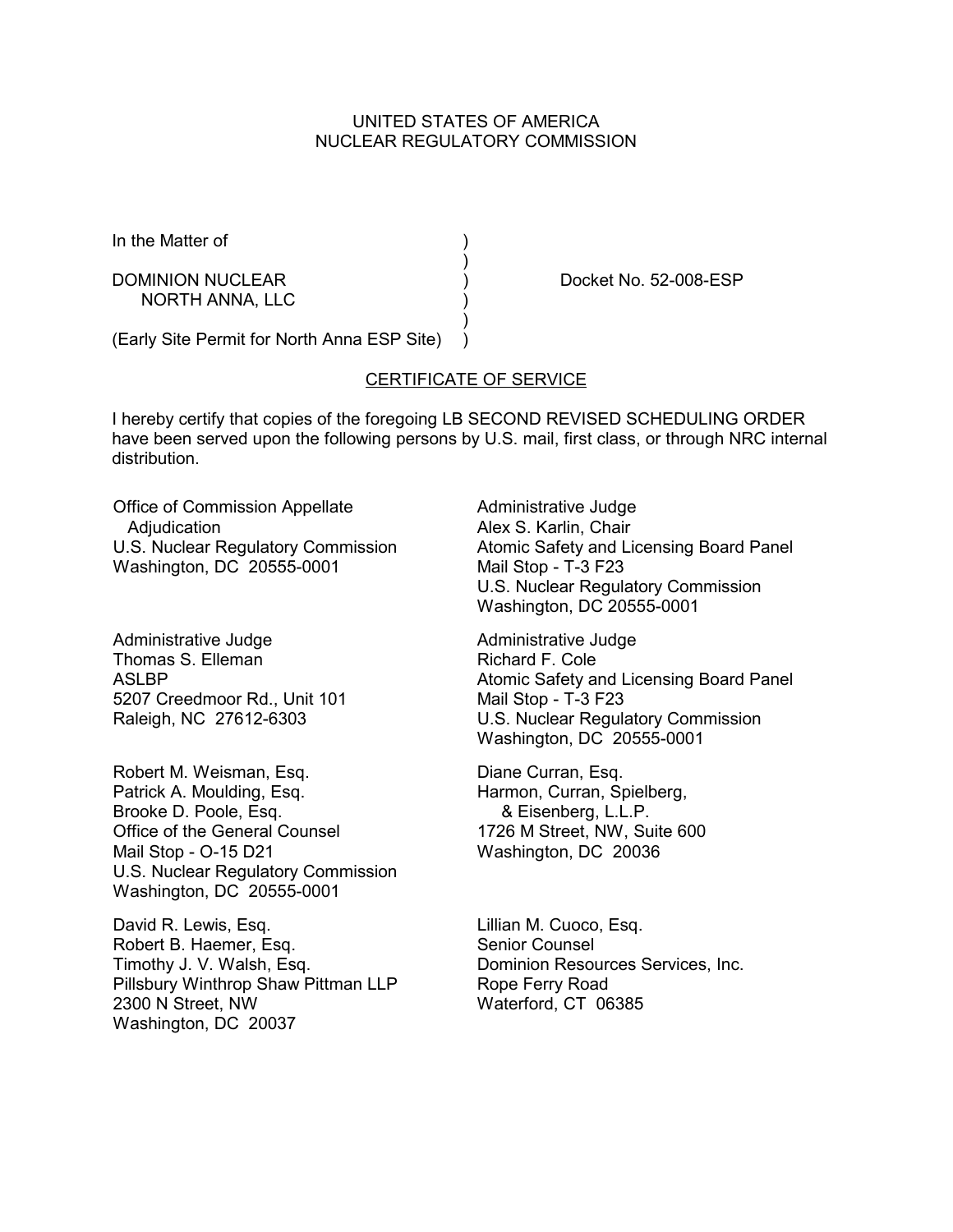UNITED STATES OF AMERICA
NUCLEAR REGULATORY COMMISSION

In the Matter of )
)
DOMINION NUCLEAR ) Docket No. 52-008-ESP
NORTH ANNA, LLC )
)
(Early Site Permit for North Anna ESP Site) )

## CERTIFICATE OF SERVICE

I hereby certify that copies of the foregoing LB SECOND REVISED SCHEDULING ORDER have been served upon the following persons by U.S. mail, first class, or through NRC internal distribution.

Office of Commission Appellate Adjudication
U.S. Nuclear Regulatory Commission
Washington, DC 20555-0001

Administrative Judge
Alex S. Karlin, Chair
Atomic Safety and Licensing Board Panel
Mail Stop - T-3 F23
U.S. Nuclear Regulatory Commission
Washington, DC 20555-0001

Administrative Judge
Thomas S. Elleman
ASLBP
5207 Creedmoor Rd., Unit 101
Raleigh, NC 27612-6303

Administrative Judge
Richard F. Cole
Atomic Safety and Licensing Board Panel
Mail Stop - T-3 F23
U.S. Nuclear Regulatory Commission
Washington, DC 20555-0001

Robert M. Weisman, Esq.
Patrick A. Moulding, Esq.
Brooke D. Poole, Esq.
Office of the General Counsel
Mail Stop - O-15 D21
U.S. Nuclear Regulatory Commission
Washington, DC 20555-0001

Diane Curran, Esq.
Harmon, Curran, Spielberg, & Eisenberg, L.L.P.
1726 M Street, NW, Suite 600
Washington, DC 20036

David R. Lewis, Esq.
Robert B. Haemer, Esq.
Timothy J. V. Walsh, Esq.
Pillsbury Winthrop Shaw Pittman LLP
2300 N Street, NW
Washington, DC 20037

Lillian M. Cuoco, Esq.
Senior Counsel
Dominion Resources Services, Inc.
Rope Ferry Road
Waterford, CT 06385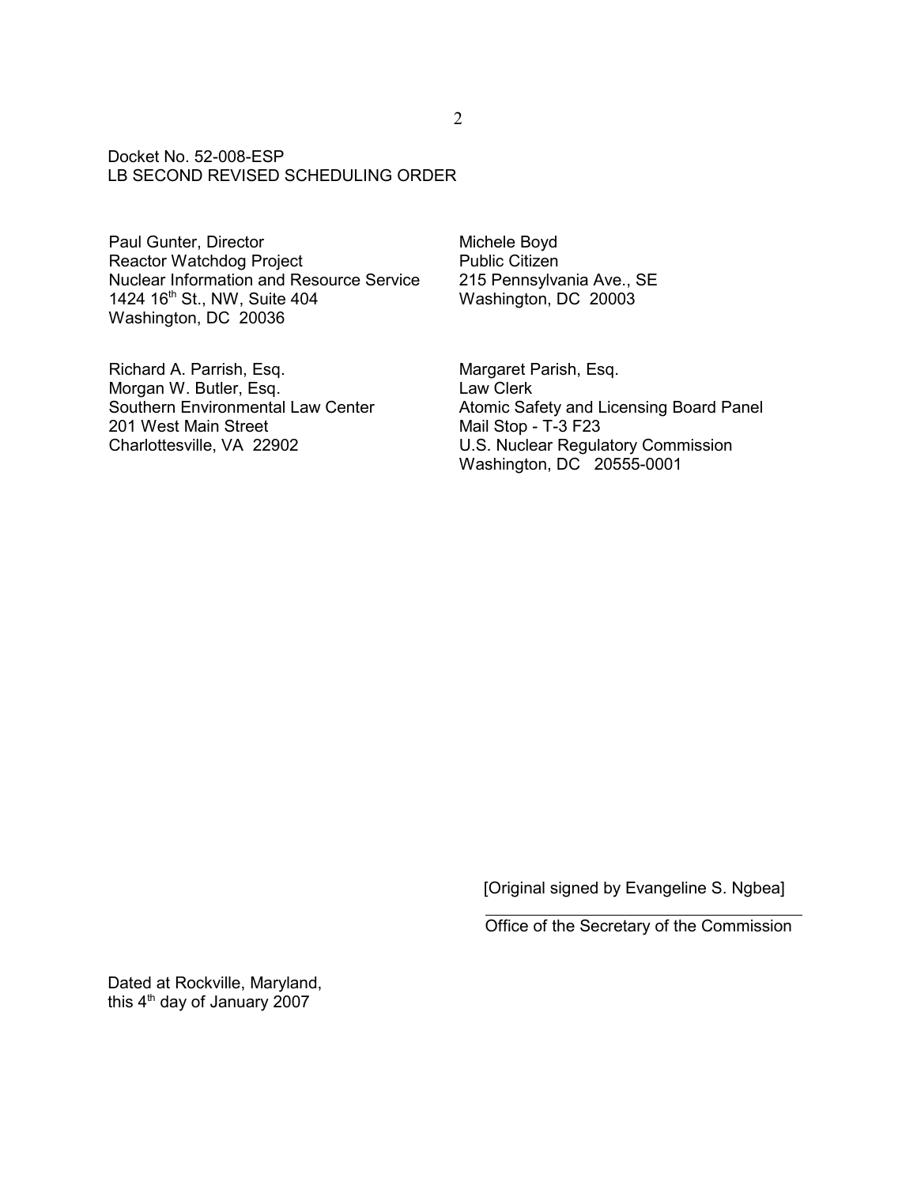Docket No. 52-008-ESP
LB SECOND REVISED SCHEDULING ORDER

Paul Gunter, Director
Reactor Watchdog Project
Nuclear Information and Resource Service
1424 16th St., NW, Suite 404
Washington, DC 20036

Michele Boyd
Public Citizen
215 Pennsylvania Ave., SE
Washington, DC 20003

Richard A. Parrish, Esq.
Morgan W. Butler, Esq.
Southern Environmental Law Center
201 West Main Street
Charlottesville, VA 22902

Margaret Parish, Esq.
Law Clerk
Atomic Safety and Licensing Board Panel
Mail Stop - T-3 F23
U.S. Nuclear Regulatory Commission
Washington, DC 20555-0001

[Original signed by Evangeline S. Ngbea]

Office of the Secretary of the Commission

Dated at Rockville, Maryland,
this 4th day of January 2007